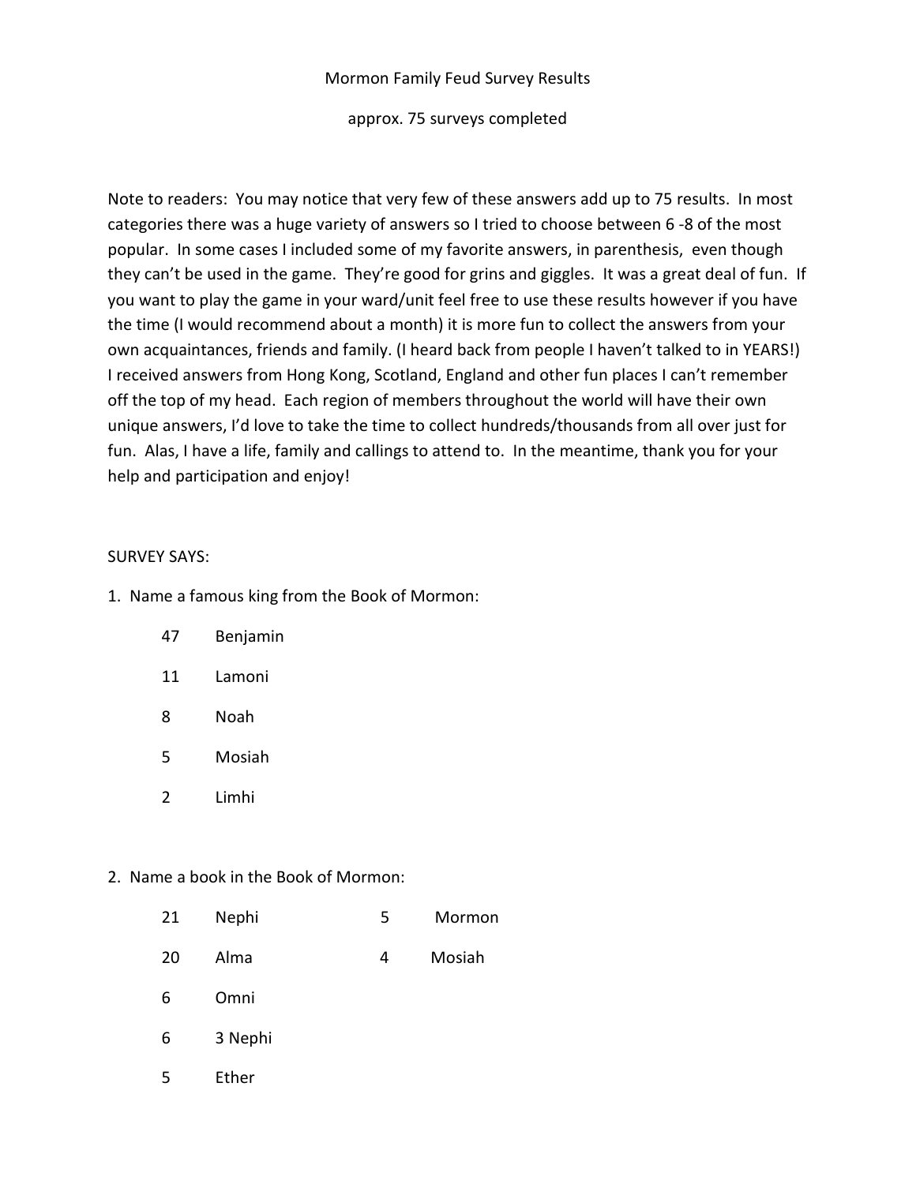Mormon Family Feud Survey Results

approx. 75 surveys completed

Note to readers: You may notice that very few of these answers add up to 75 results. In most categories there was a huge variety of answers so I tried to choose between 6 -8 of the most popular. In some cases I included some of my favorite answers, in parenthesis, even though they can't be used in the game. They're good for grins and giggles. It was a great deal of fun. If you want to play the game in your ward/unit feel free to use these results however if you have the time (I would recommend about a month) it is more fun to collect the answers from your own acquaintances, friends and family. (I heard back from people I haven't talked to in YEARS!) I received answers from Hong Kong, Scotland, England and other fun places I can't remember off the top of my head. Each region of members throughout the world will have their own unique answers, I'd love to take the time to collect hundreds/thousands from all over just for fun. Alas, I have a life, family and callings to attend to. In the meantime, thank you for your help and participation and enjoy!

SURVEY SAYS:

1. Name a famous king from the Book of Mormon:

| | |
|---|---|
| 47 | Benjamin |
| 11 | Lamoni |
| 8 | Noah |
| 5 | Mosiah |
| 2 | Limhi |

2. Name a book in the Book of Mormon:

| | | | |
|---|---|---|---|
| 21 | Nephi | 5 | Mormon |
| 20 | Alma | 4 | Mosiah |
| 6 | Omni | | |
| 6 | 3 Nephi | | |
| 5 | Ether | | |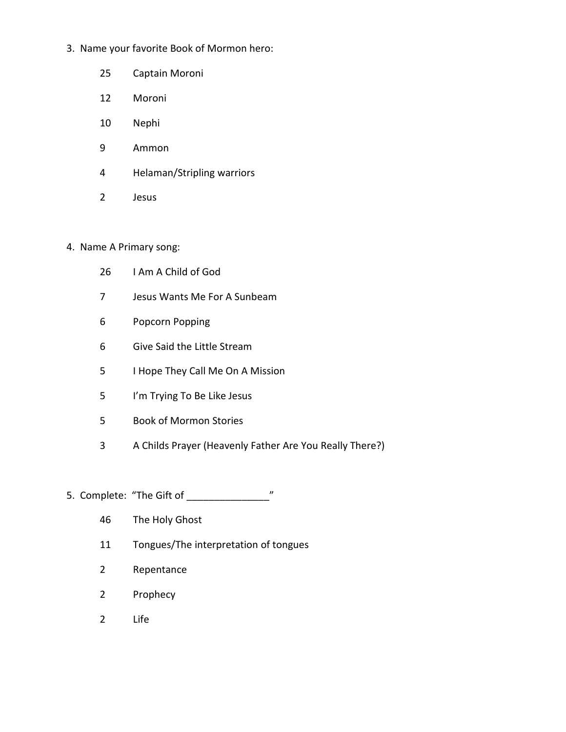3. Name your favorite Book of Mormon hero:

| | |
|---|---|
| 25 | Captain Moroni |
| 12 | Moroni |
| 10 | Nephi |
| 9 | Ammon |
| 4 | Helaman/Stripling warriors |
| 2 | Jesus |

4. Name A Primary song:

| | |
|---|---|
| 26 | I Am A Child of God |
| 7 | Jesus Wants Me For A Sunbeam |
| 6 | Popcorn Popping |
| 6 | Give Said the Little Stream |
| 5 | I Hope They Call Me On A Mission |
| 5 | I'm Trying To Be Like Jesus |
| 5 | Book of Mormon Stories |
| 3 | A Childs Prayer (Heavenly Father Are You Really There?) |

5. Complete: "The Gift of _______________"

| | |
|---|---|
| 46 | The Holy Ghost |
| 11 | Tongues/The interpretation of tongues |
| 2 | Repentance |
| 2 | Prophecy |
| 2 | Life |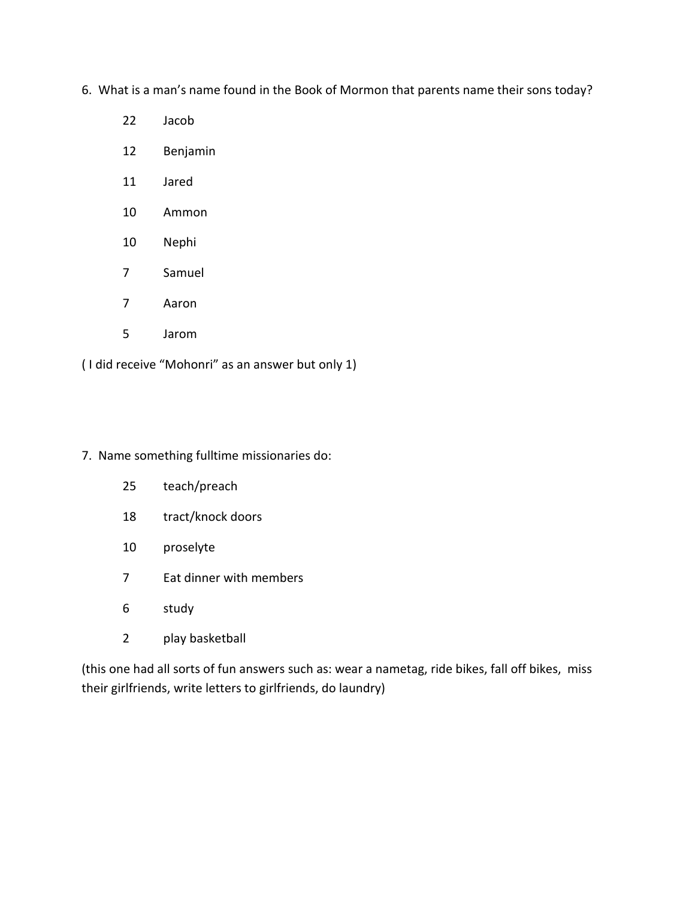6. What is a man's name found in the Book of Mormon that parents name their sons today?

| | |
|---|---|
| 22 | Jacob |
| 12 | Benjamin |
| 11 | Jared |
| 10 | Ammon |
| 10 | Nephi |
| 7 | Samuel |
| 7 | Aaron |
| 5 | Jarom |

( I did receive "Mohonri" as an answer but only 1)

7. Name something fulltime missionaries do:

| | |
|---|---|
| 25 | teach/preach |
| 18 | tract/knock doors |
| 10 | proselyte |
| 7 | Eat dinner with members |
| 6 | study |
| 2 | play basketball |

(this one had all sorts of fun answers such as: wear a nametag, ride bikes, fall off bikes, miss their girlfriends, write letters to girlfriends, do laundry)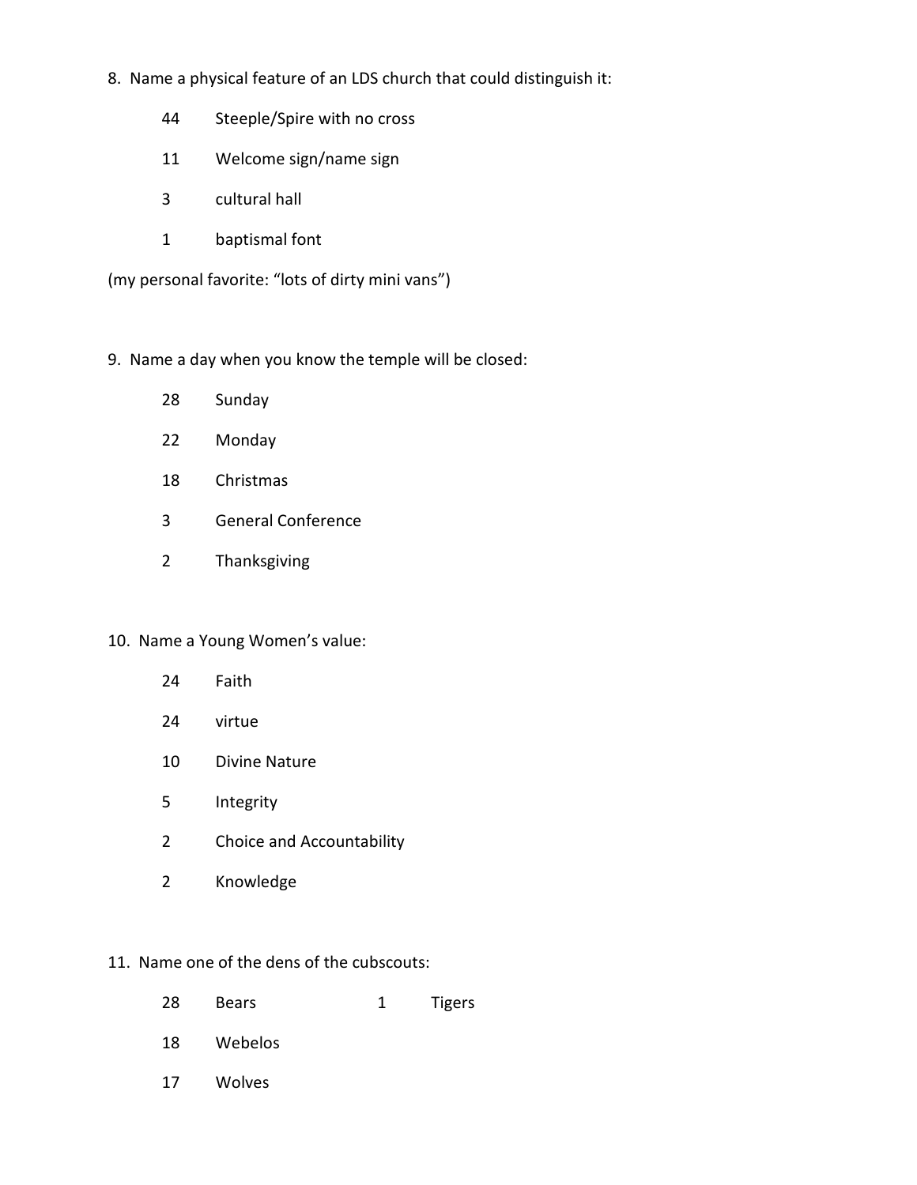8. Name a physical feature of an LDS church that could distinguish it:

| | |
|---|---|
| 44 | Steeple/Spire with no cross |
| 11 | Welcome sign/name sign |
| 3 | cultural hall |
| 1 | baptismal font |

(my personal favorite: "lots of dirty mini vans")

9. Name a day when you know the temple will be closed:

| | |
|---|---|
| 28 | Sunday |
| 22 | Monday |
| 18 | Christmas |
| 3 | General Conference |
| 2 | Thanksgiving |

10. Name a Young Women's value:

| | |
|---|---|
| 24 | Faith |
| 24 | virtue |
| 10 | Divine Nature |
| 5 | Integrity |
| 2 | Choice and Accountability |
| 2 | Knowledge |

11. Name one of the dens of the cubscouts:

| | | | |
|---|---|---|---|
| 28 | Bears | 1 | Tigers |
| 18 | Webelos | | |
| 17 | Wolves | | |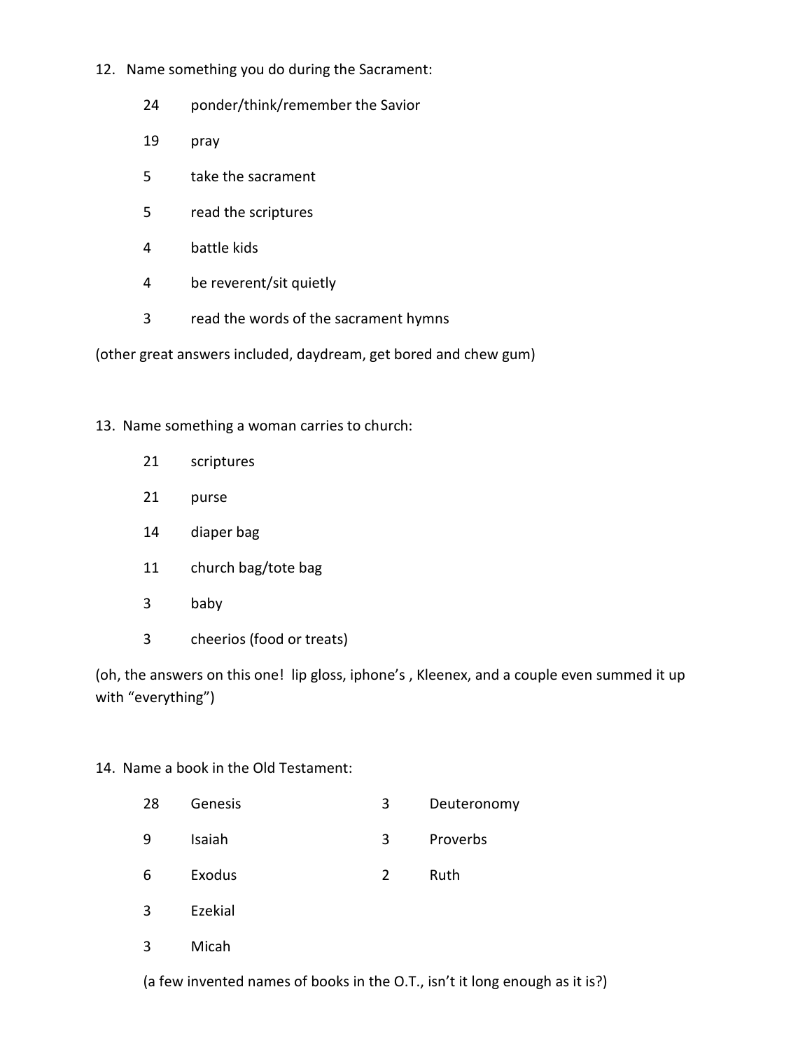12. Name something you do during the Sacrament:

| | |
|---|---|
| 24 | ponder/think/remember the Savior |
| 19 | pray |
| 5 | take the sacrament |
| 5 | read the scriptures |
| 4 | battle kids |
| 4 | be reverent/sit quietly |
| 3 | read the words of the sacrament hymns |

(other great answers included, daydream, get bored and chew gum)

13. Name something a woman carries to church:

| | |
|---|---|
| 21 | scriptures |
| 21 | purse |
| 14 | diaper bag |
| 11 | church bag/tote bag |
| 3 | baby |
| 3 | cheerios (food or treats) |

(oh, the answers on this one! lip gloss, iphone's , Kleenex, and a couple even summed it up with "everything")

14. Name a book in the Old Testament:

| | | | |
|---|---|---|---|
| 28 | Genesis | 3 | Deuteronomy |
| 9 | Isaiah | 3 | Proverbs |
| 6 | Exodus | 2 | Ruth |
| 3 | Ezekial | | |
| 3 | Micah | | |

(a few invented names of books in the O.T., isn't it long enough as it is?)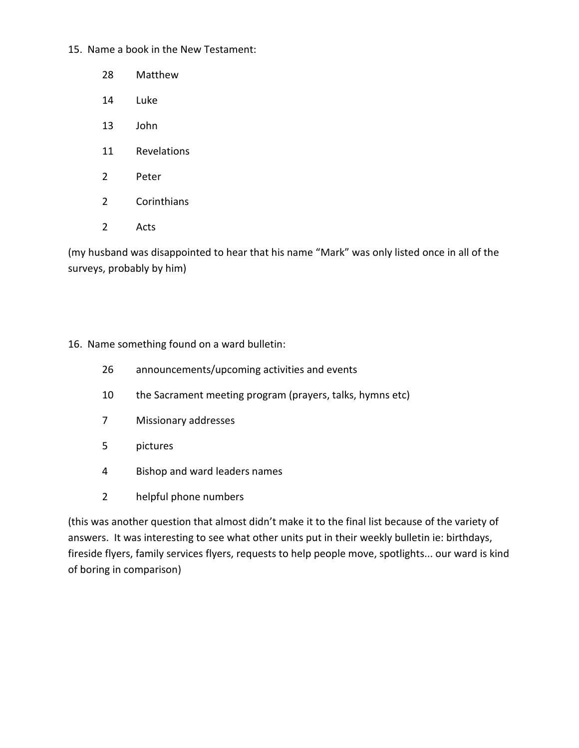15. Name a book in the New Testament:

| | |
|---|---|
| 28 | Matthew |
| 14 | Luke |
| 13 | John |
| 11 | Revelations |
| 2 | Peter |
| 2 | Corinthians |
| 2 | Acts |

(my husband was disappointed to hear that his name "Mark" was only listed once in all of the surveys, probably by him)

16. Name something found on a ward bulletin:

| | |
|---|---|
| 26 | announcements/upcoming activities and events |
| 10 | the Sacrament meeting program (prayers, talks, hymns etc) |
| 7 | Missionary addresses |
| 5 | pictures |
| 4 | Bishop and ward leaders names |
| 2 | helpful phone numbers |

(this was another question that almost didn't make it to the final list because of the variety of answers. It was interesting to see what other units put in their weekly bulletin ie: birthdays, fireside flyers, family services flyers, requests to help people move, spotlights... our ward is kind of boring in comparison)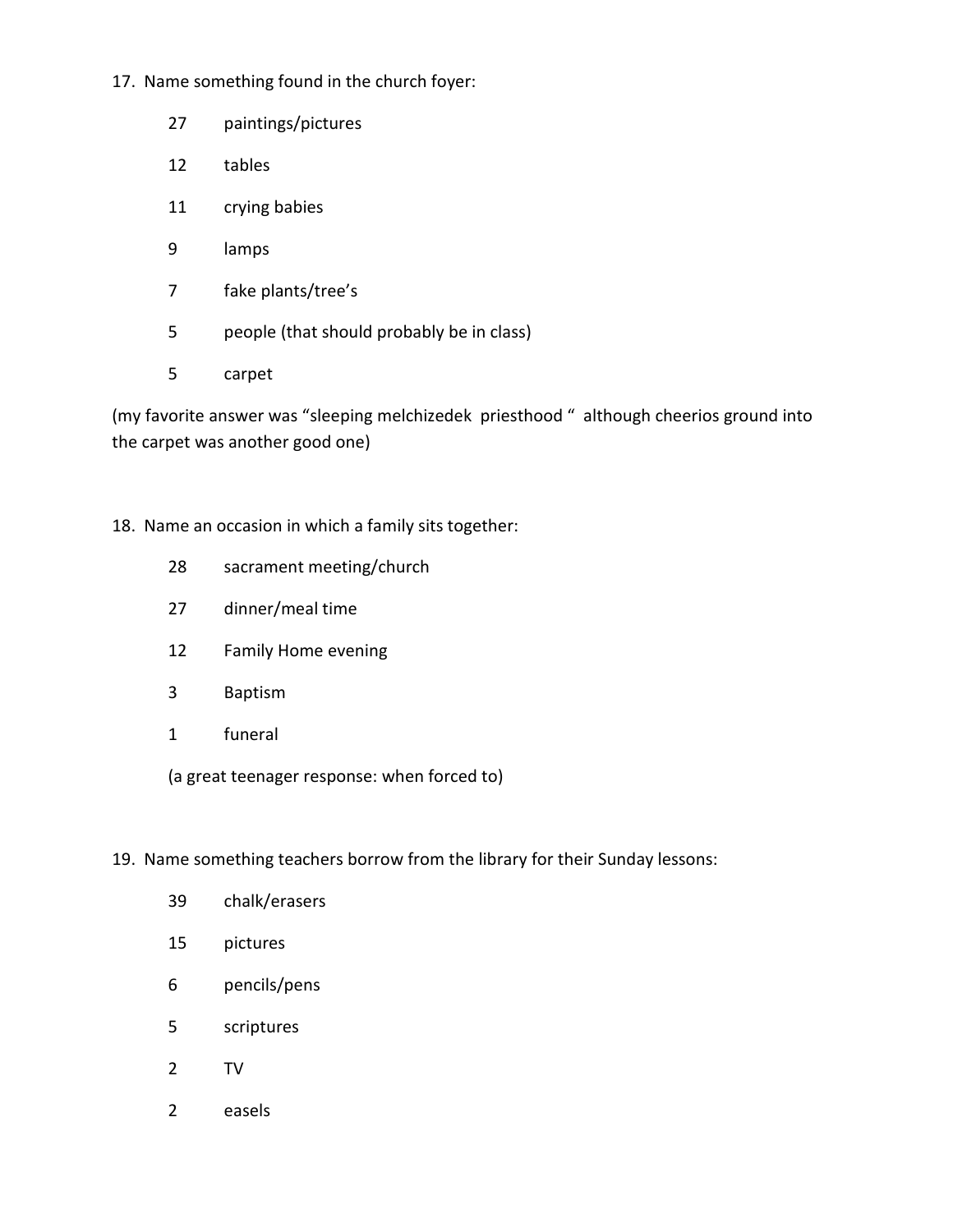17. Name something found in the church foyer:

| | |
|---|---|
| 27 | paintings/pictures |
| 12 | tables |
| 11 | crying babies |
| 9 | lamps |
| 7 | fake plants/tree's |
| 5 | people (that should probably be in class) |
| 5 | carpet |

(my favorite answer was "sleeping melchizedek priesthood " although cheerios ground into the carpet was another good one)

18. Name an occasion in which a family sits together:

| | |
|---|---|
| 28 | sacrament meeting/church |
| 27 | dinner/meal time |
| 12 | Family Home evening |
| 3 | Baptism |
| 1 | funeral |

(a great teenager response: when forced to)

19. Name something teachers borrow from the library for their Sunday lessons:

| | |
|---|---|
| 39 | chalk/erasers |
| 15 | pictures |
| 6 | pencils/pens |
| 5 | scriptures |
| 2 | TV |
| 2 | easels |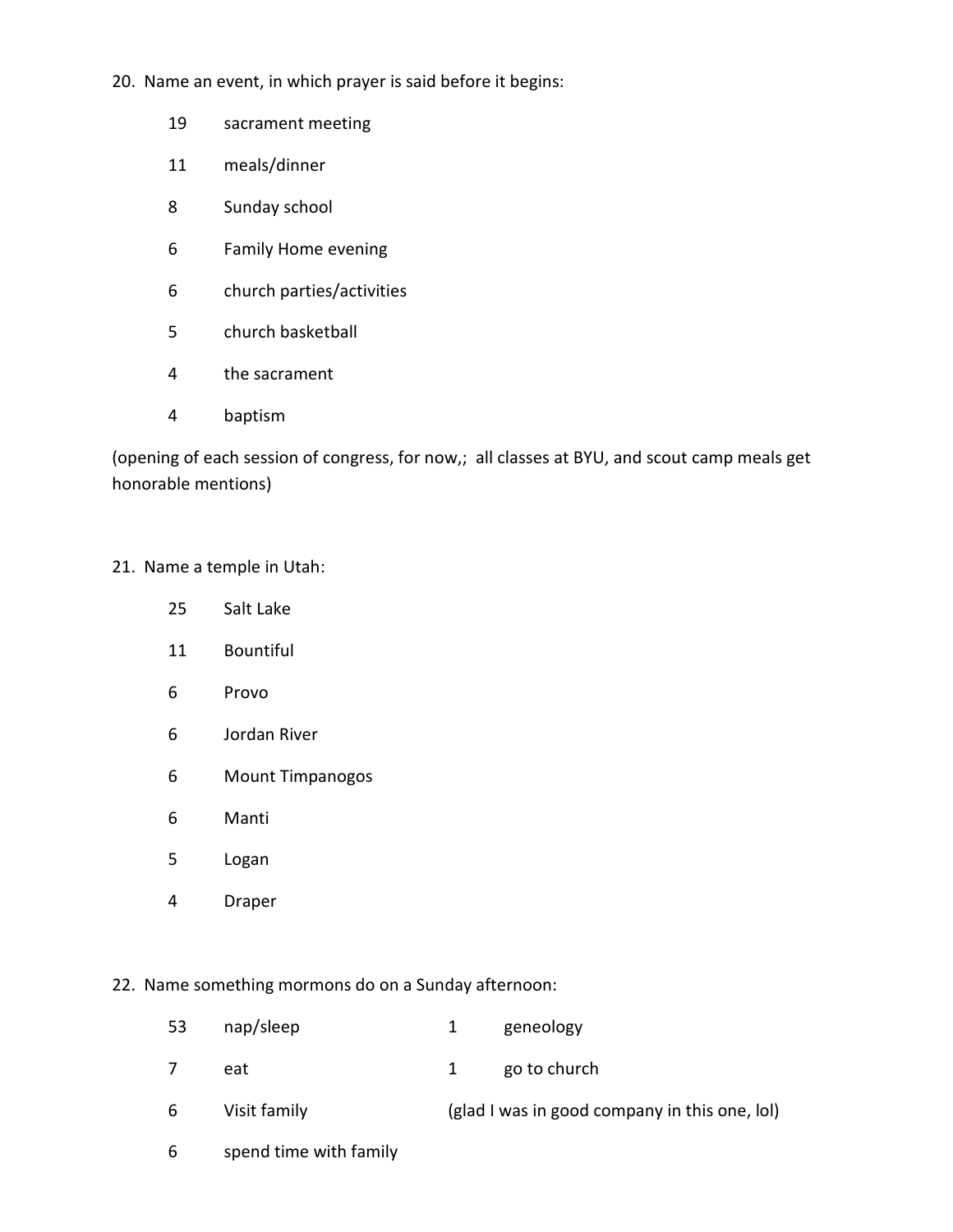20. Name an event, in which prayer is said before it begins:

| | |
|---|---|
| 19 | sacrament meeting |
| 11 | meals/dinner |
| 8 | Sunday school |
| 6 | Family Home evening |
| 6 | church parties/activities |
| 5 | church basketball |
| 4 | the sacrament |
| 4 | baptism |

(opening of each session of congress, for now,; all classes at BYU, and scout camp meals get honorable mentions)

21. Name a temple in Utah:

| | |
|---|---|
| 25 | Salt Lake |
| 11 | Bountiful |
| 6 | Provo |
| 6 | Jordan River |
| 6 | Mount Timpanogos |
| 6 | Manti |
| 5 | Logan |
| 4 | Draper |

22. Name something mormons do on a Sunday afternoon:

| | | | |
|---|---|---|---|
| 53 | nap/sleep | 1 | geneology |
| 7 | eat | 1 | go to church |
| 6 | Visit family | (glad I was in good company in this one, lol) | |
| 6 | spend time with family | | |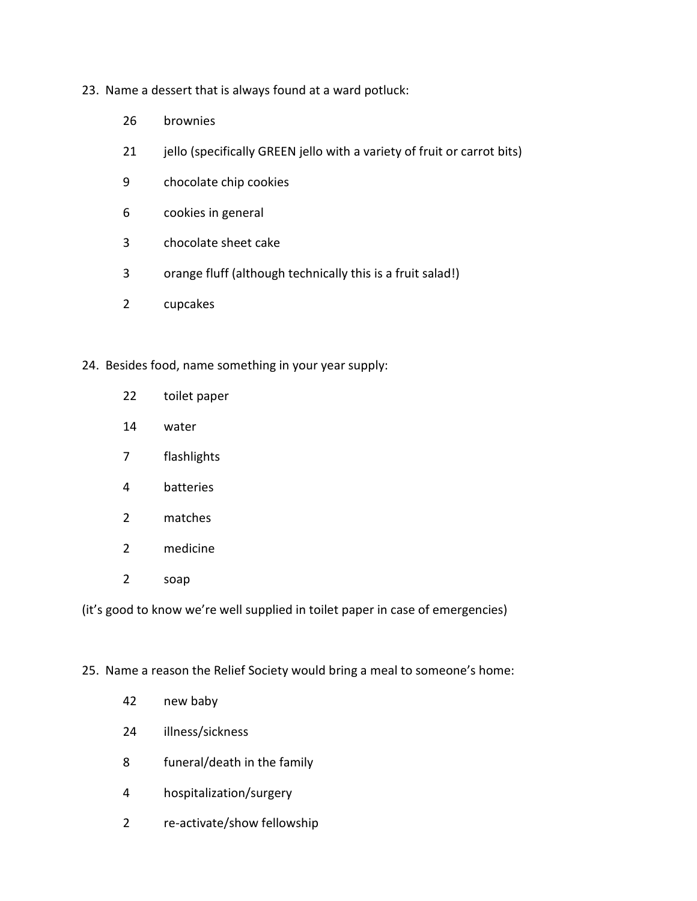23. Name a dessert that is always found at a ward potluck:

| | |
|---|---|
| 26 | brownies |
| 21 | jello (specifically GREEN jello with a variety of fruit or carrot bits) |
| 9 | chocolate chip cookies |
| 6 | cookies in general |
| 3 | chocolate sheet cake |
| 3 | orange fluff (although technically this is a fruit salad!) |
| 2 | cupcakes |

24. Besides food, name something in your year supply:

| | |
|---|---|
| 22 | toilet paper |
| 14 | water |
| 7 | flashlights |
| 4 | batteries |
| 2 | matches |
| 2 | medicine |
| 2 | soap |

(it's good to know we're well supplied in toilet paper in case of emergencies)

25. Name a reason the Relief Society would bring a meal to someone's home:

| | |
|---|---|
| 42 | new baby |
| 24 | illness/sickness |
| 8 | funeral/death in the family |
| 4 | hospitalization/surgery |
| 2 | re-activate/show fellowship |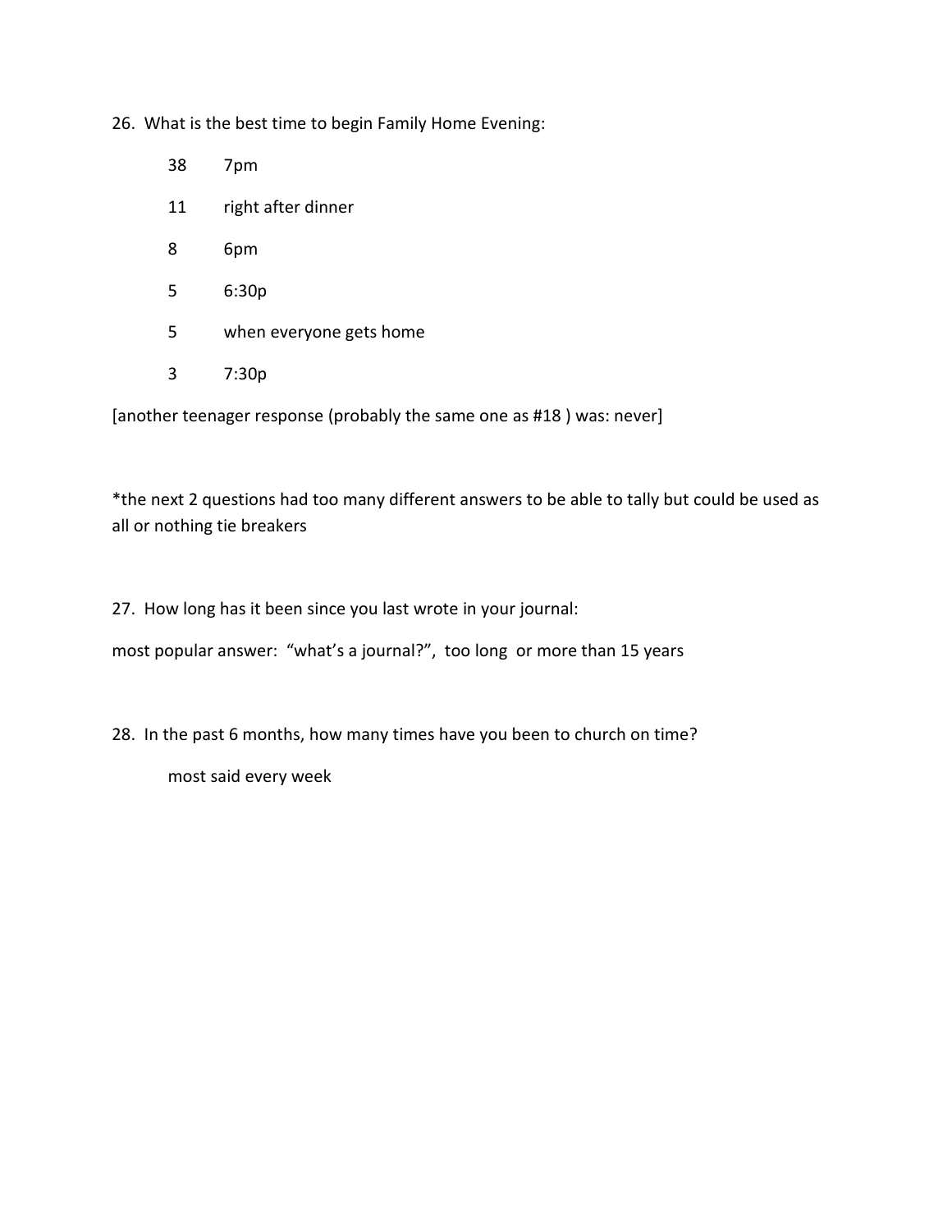26. What is the best time to begin Family Home Evening:

| | |
|---|---|
| 38 | 7pm |
| 11 | right after dinner |
| 8 | 6pm |
| 5 | 6:30p |
| 5 | when everyone gets home |
| 3 | 7:30p |

[another teenager response (probably the same one as #18 ) was: never]

*the next 2 questions had too many different answers to be able to tally but could be used as all or nothing tie breakers

27. How long has it been since you last wrote in your journal:

most popular answer: "what's a journal?", too long or more than 15 years

28. In the past 6 months, how many times have you been to church on time?

most said every week